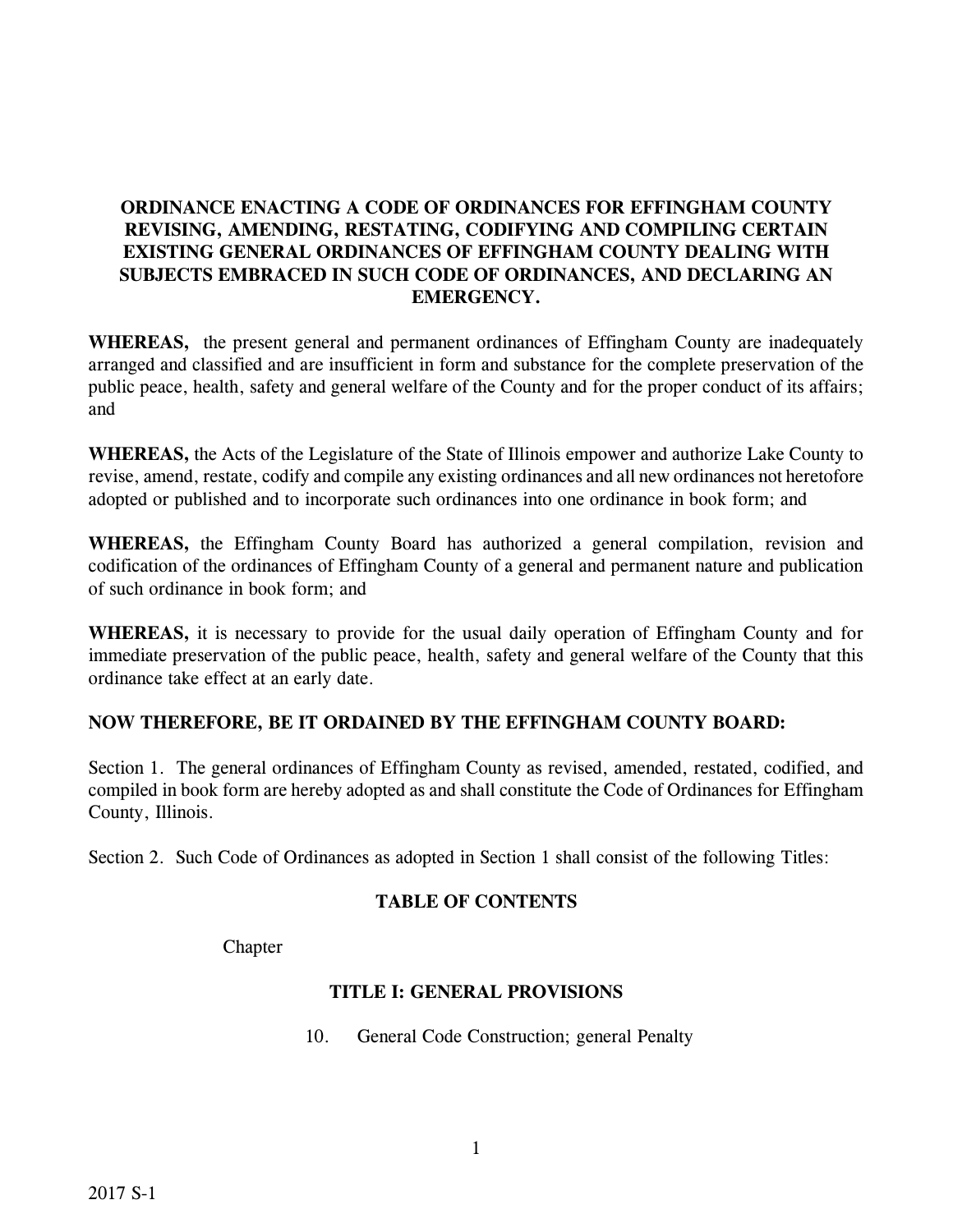**ORDINANCE ENACTING A CODE OF ORDINANCES FOR EFFINGHAM COUNTY REVISING, AMENDING, RESTATING, CODIFYING AND COMPILING CERTAIN EXISTING GENERAL ORDINANCES OF EFFINGHAM COUNTY DEALING WITH SUBJECTS EMBRACED IN SUCH CODE OF ORDINANCES, AND DECLARING AN EMERGENCY.**

**WHEREAS,** the present general and permanent ordinances of Effingham County are inadequately arranged and classified and are insufficient in form and substance for the complete preservation of the public peace, health, safety and general welfare of the County and for the proper conduct of its affairs; and

**WHEREAS,** the Acts of the Legislature of the State of Illinois empower and authorize Lake County to revise, amend, restate, codify and compile any existing ordinances and all new ordinances not heretofore adopted or published and to incorporate such ordinances into one ordinance in book form; and

**WHEREAS,** the Effingham County Board has authorized a general compilation, revision and codification of the ordinances of Effingham County of a general and permanent nature and publication of such ordinance in book form; and

**WHEREAS,** it is necessary to provide for the usual daily operation of Effingham County and for immediate preservation of the public peace, health, safety and general welfare of the County that this ordinance take effect at an early date.

**NOW THEREFORE, BE IT ORDAINED BY THE EFFINGHAM COUNTY BOARD:**

Section 1. The general ordinances of Effingham County as revised, amended, restated, codified, and compiled in book form are hereby adopted as and shall constitute the Code of Ordinances for Effingham County, Illinois.

Section 2. Such Code of Ordinances as adopted in Section 1 shall consist of the following Titles:

**TABLE OF CONTENTS**

Chapter

**TITLE I: GENERAL PROVISIONS**

10. General Code Construction; general Penalty

2017 S-1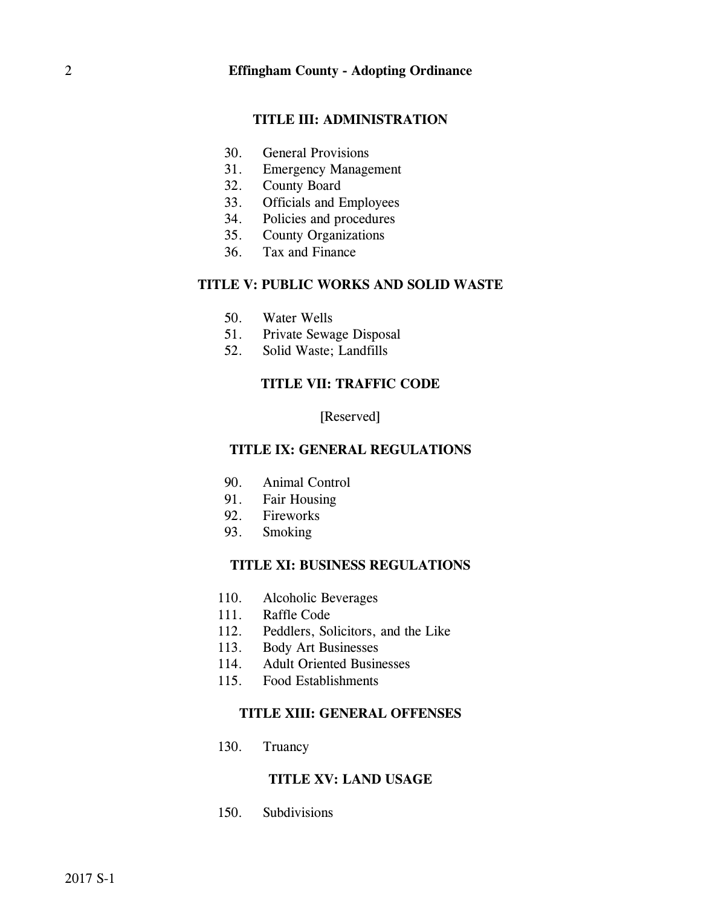## TITLE III: ADMINISTRATION

30. General Provisions
31. Emergency Management
32. County Board
33. Officials and Employees
34. Policies and procedures
35. County Organizations
36. Tax and Finance

## TITLE V: PUBLIC WORKS AND SOLID WASTE

50. Water Wells
51. Private Sewage Disposal
52. Solid Waste; Landfills

## TITLE VII: TRAFFIC CODE

[Reserved]

## TITLE IX: GENERAL REGULATIONS

90. Animal Control
91. Fair Housing
92. Fireworks
93. Smoking

## TITLE XI: BUSINESS REGULATIONS

110. Alcoholic Beverages
111. Raffle Code
112. Peddlers, Solicitors, and the Like
113. Body Art Businesses
114. Adult Oriented Businesses
115. Food Establishments

## TITLE XIII: GENERAL OFFENSES

130. Truancy

## TITLE XV: LAND USAGE

150. Subdivisions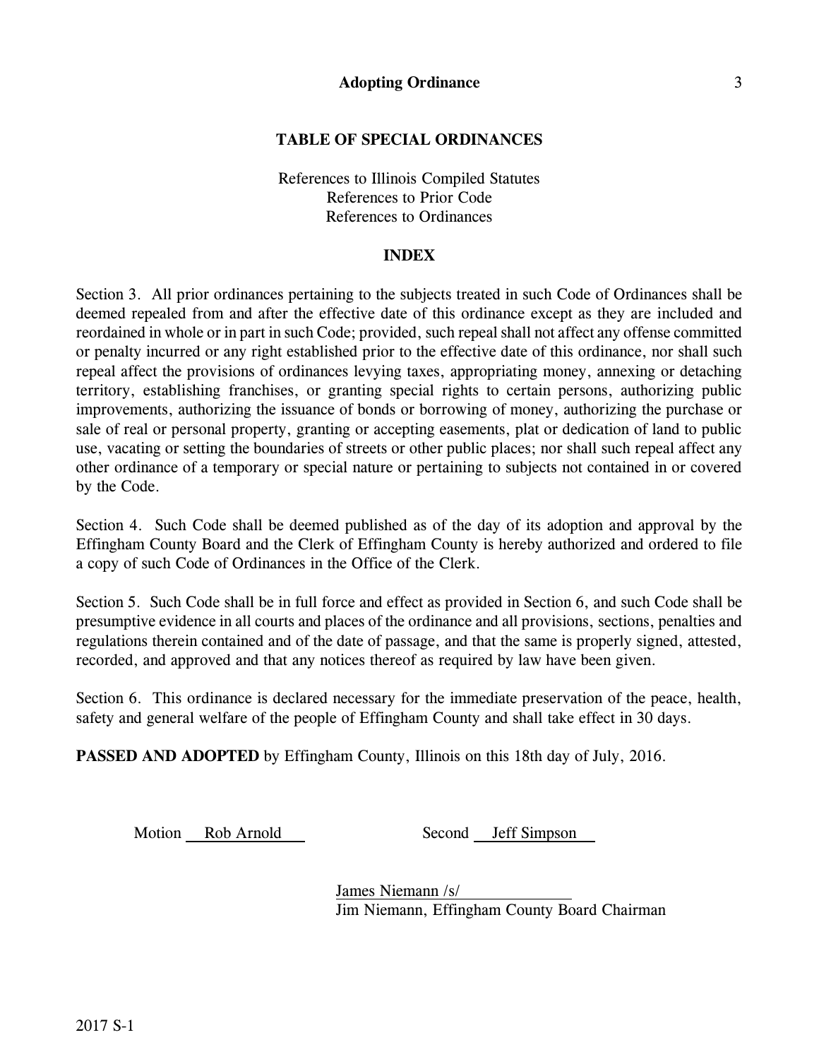**TABLE OF SPECIAL ORDINANCES**

References to Illinois Compiled Statutes
References to Prior Code
References to Ordinances

**INDEX**

Section 3. All prior ordinances pertaining to the subjects treated in such Code of Ordinances shall be deemed repealed from and after the effective date of this ordinance except as they are included and reordained in whole or in part in such Code; provided, such repeal shall not affect any offense committed or penalty incurred or any right established prior to the effective date of this ordinance, nor shall such repeal affect the provisions of ordinances levying taxes, appropriating money, annexing or detaching territory, establishing franchises, or granting special rights to certain persons, authorizing public improvements, authorizing the issuance of bonds or borrowing of money, authorizing the purchase or sale of real or personal property, granting or accepting easements, plat or dedication of land to public use, vacating or setting the boundaries of streets or other public places; nor shall such repeal affect any other ordinance of a temporary or special nature or pertaining to subjects not contained in or covered by the Code.

Section 4. Such Code shall be deemed published as of the day of its adoption and approval by the Effingham County Board and the Clerk of Effingham County is hereby authorized and ordered to file a copy of such Code of Ordinances in the Office of the Clerk.

Section 5. Such Code shall be in full force and effect as provided in Section 6, and such Code shall be presumptive evidence in all courts and places of the ordinance and all provisions, sections, penalties and regulations therein contained and of the date of passage, and that the same is properly signed, attested, recorded, and approved and that any notices thereof as required by law have been given.

Section 6. This ordinance is declared necessary for the immediate preservation of the peace, health, safety and general welfare of the people of Effingham County and shall take effect in 30 days.

**PASSED AND ADOPTED** by Effingham County, Illinois on this 18th day of July, 2016.

Motion Rob Arnold          Second Jeff Simpson

James Niemann /s/
Jim Niemann, Effingham County Board Chairman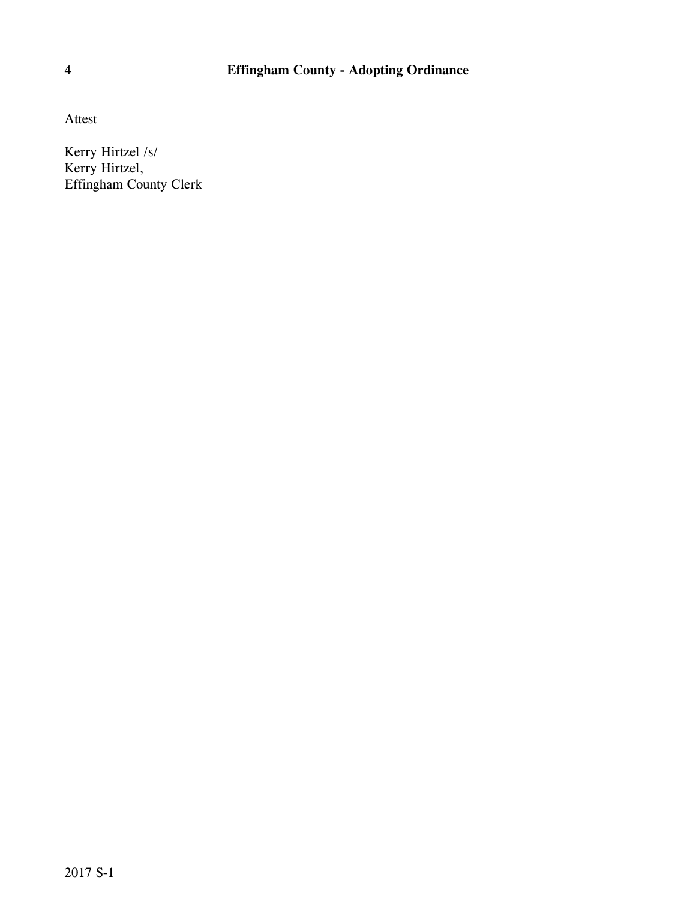Attest

Kerry Hirtzel /s/

Kerry Hirtzel,
Effingham County Clerk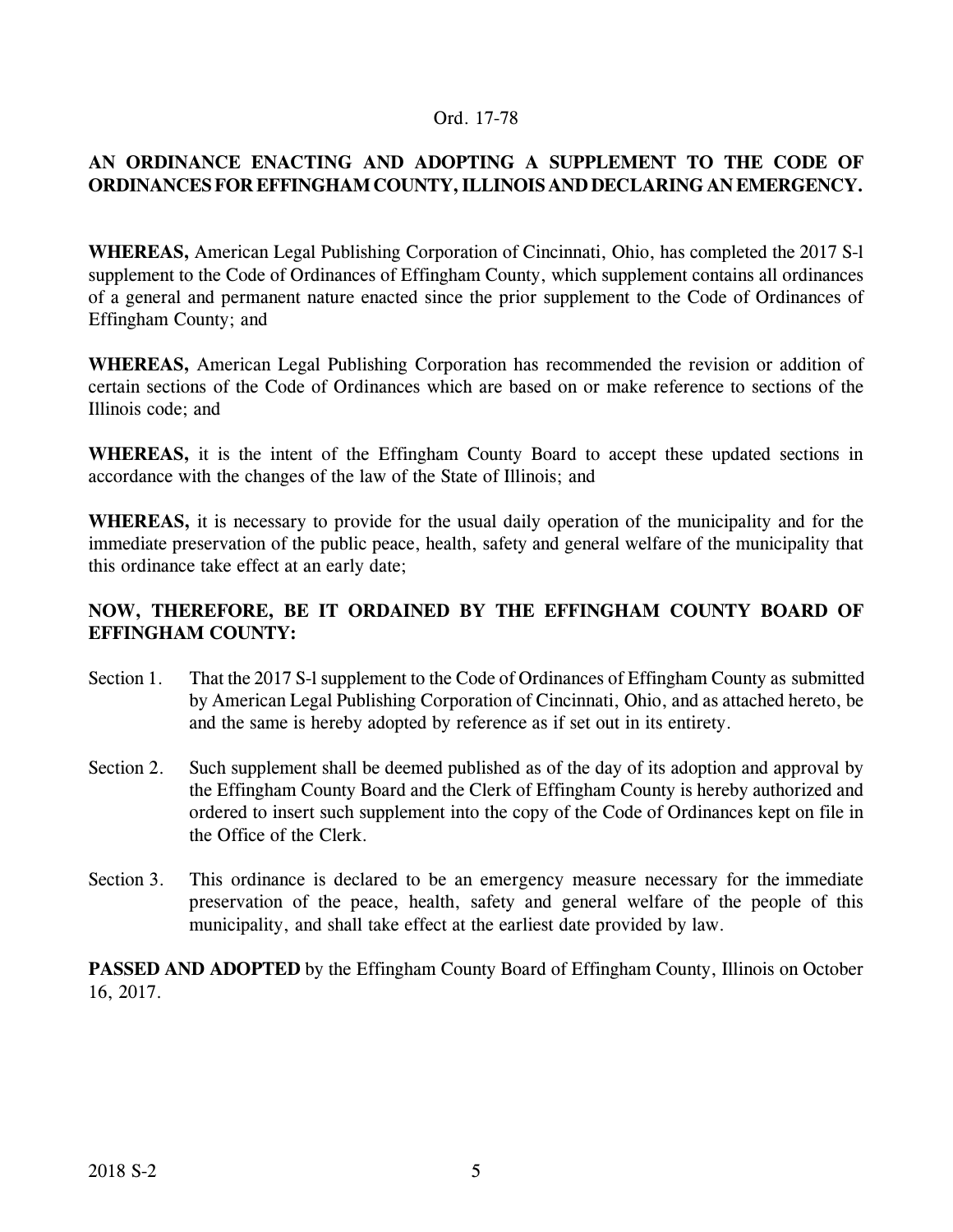Ord. 17-78

**AN ORDINANCE ENACTING AND ADOPTING A SUPPLEMENT TO THE CODE OF ORDINANCES FOR EFFINGHAM COUNTY, ILLINOIS AND DECLARING AN EMERGENCY.**

**WHEREAS,** American Legal Publishing Corporation of Cincinnati, Ohio, has completed the 2017 S-l supplement to the Code of Ordinances of Effingham County, which supplement contains all ordinances of a general and permanent nature enacted since the prior supplement to the Code of Ordinances of Effingham County; and

**WHEREAS,** American Legal Publishing Corporation has recommended the revision or addition of certain sections of the Code of Ordinances which are based on or make reference to sections of the Illinois code; and

**WHEREAS,** it is the intent of the Effingham County Board to accept these updated sections in accordance with the changes of the law of the State of Illinois; and

**WHEREAS,** it is necessary to provide for the usual daily operation of the municipality and for the immediate preservation of the public peace, health, safety and general welfare of the municipality that this ordinance take effect at an early date;

**NOW, THEREFORE, BE IT ORDAINED BY THE EFFINGHAM COUNTY BOARD OF EFFINGHAM COUNTY:**

Section 1. That the 2017 S-l supplement to the Code of Ordinances of Effingham County as submitted by American Legal Publishing Corporation of Cincinnati, Ohio, and as attached hereto, be and the same is hereby adopted by reference as if set out in its entirety.

Section 2. Such supplement shall be deemed published as of the day of its adoption and approval by the Effingham County Board and the Clerk of Effingham County is hereby authorized and ordered to insert such supplement into the copy of the Code of Ordinances kept on file in the Office of the Clerk.

Section 3. This ordinance is declared to be an emergency measure necessary for the immediate preservation of the peace, health, safety and general welfare of the people of this municipality, and shall take effect at the earliest date provided by law.

**PASSED AND ADOPTED** by the Effingham County Board of Effingham County, Illinois on October 16, 2017.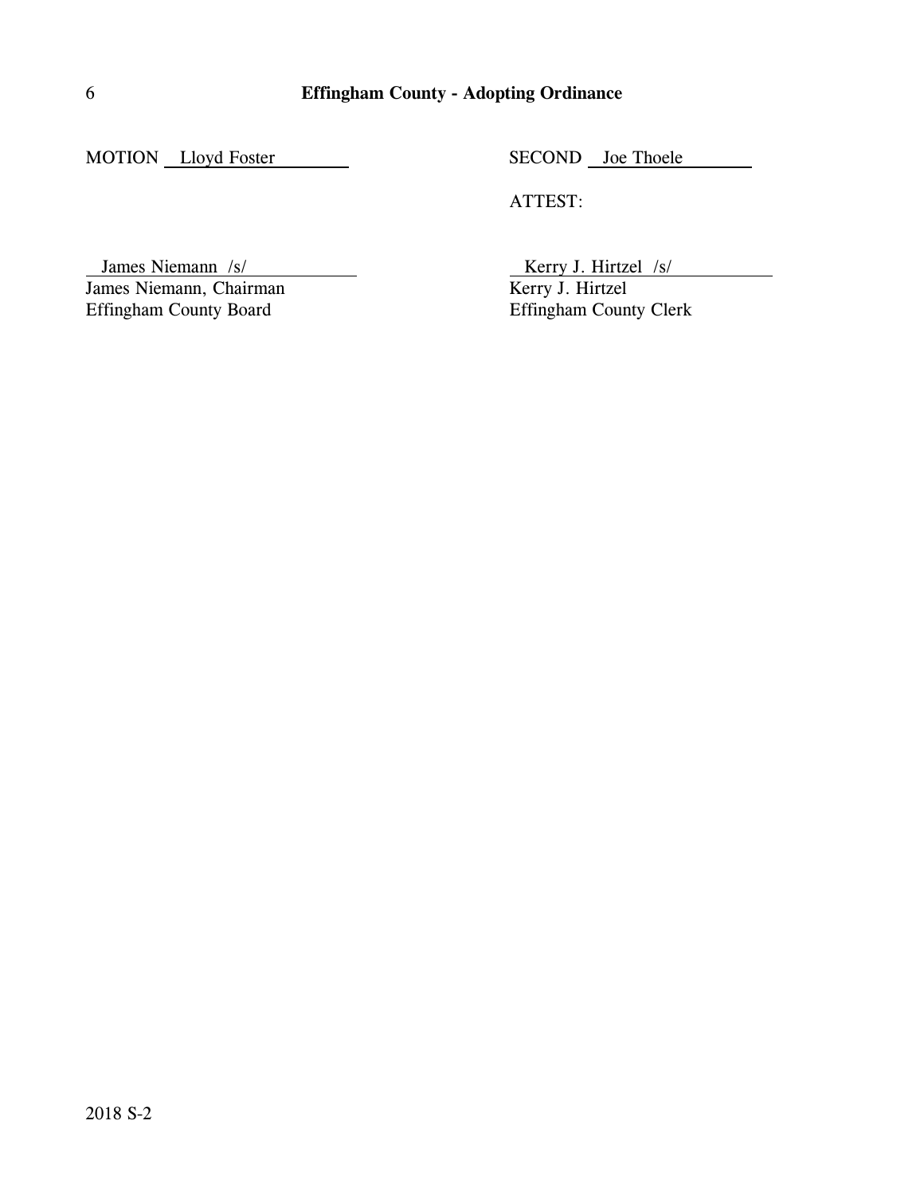MOTION Lloyd Foster

SECOND Joe Thoele

ATTEST:

James Niemann /s/
James Niemann, Chairman
Effingham County Board

Kerry J. Hirtzel /s/
Kerry J. Hirtzel
Effingham County Clerk